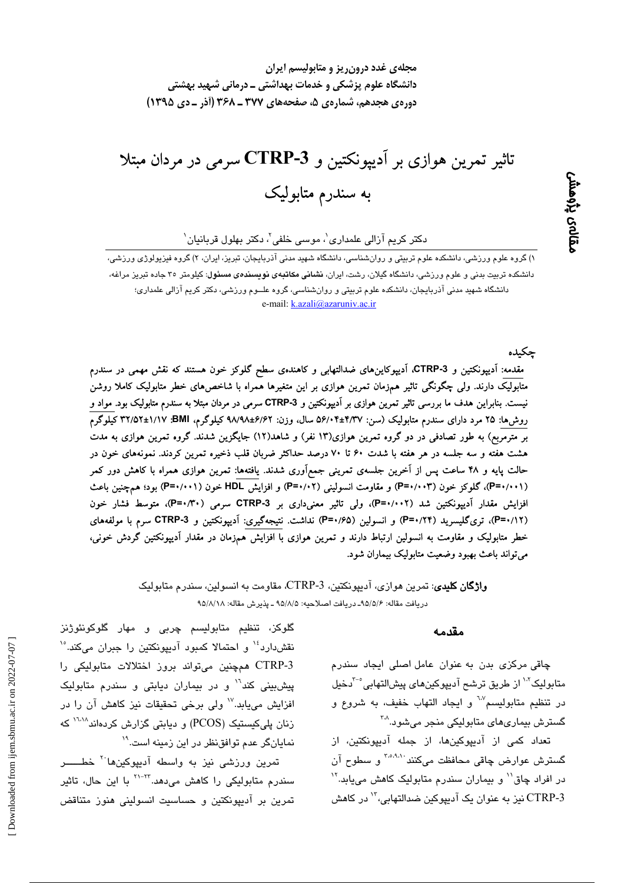مجله‌ی غدد درون‌ریز و متابولیسم ایران
دانشگاه علوم پزشکی و خدمات بهداشتی ـ درمانی شهید بهشتی
دوره‌ی هجدهم، شماره‌ی ۵، صفحه‌های ۳۷۷ ـ ۳۶۸ (آذر ـ دی ۱۳۹۵)

مقاله‌ی پژوهشی

# تاثیر تمرین هوازی بر آدیپونکتین و CTRP-3 سرمی در مردان مبتلا به سندرم متابولیک

دکتر کریم آزالی علمداری[۱]، موسی خلفی[۲]، دکتر بهلول قربانیان[۱]

۱) گروه علوم ورزشی، دانشکده علوم تربیتی و روان‌شناسی، دانشگاه شهید مدنی آذربایجان، تبریز، ایران، ۲) گروه فیزیولوژی ورزشی، دانشکده تربیت بدنی و علوم ورزشی، دانشگاه گیلان، رشت، ایران، **نشانی مکاتبه‌ی نویسنده‌ی مسئول**: کیلومتر ۳۵ جاده تبریز مراغه، دانشگاه شهید مدنی آذربایجان، دانشکده علوم تربیتی و روان‌شناسی، گروه علـوم ورزشی، دکتر کریم آزالی علمداری؛ e-mail: k.azali@azaruniv.ac.ir

## چکیده

**مقدمه:** آدیپونکتین و CTRP-3، آدیپوکاین‌های ضدالتهابی و کاهنده‌ی سطح گلوکز خون هستند که نقش مهمی در سندرم متابولیک دارند. ولی چگونگی تاثیر هم‌زمان تمرین هوازی بر این متغیرها همراه با شاخص‌های خطر متابولیک کاملا روشن نیست. بنابراین هدف ما بررسی تاثیر تمرین هوازی بر آدیپونکتین و CTRP-3 سرمی در مردان مبتلا به سندرم متابولیک بود. **مواد و روش‌ها:** ۲۵ مرد دارای سندرم متابولیک (سن: ۴/۳۷±۵۶/۰۴ سال، وزن: ۶/۶۲±۹۸/۹۸ کیلوگرم، BMI: ۱/۱۷±۳۲/۵۲ کیلوگرم بر مترمربع) به طور تصادفی در دو گروه تمرین هوازی(۱۳ نفر) و شاهد(۱۲) جایگزین شدند. گروه تمرین هوازی به مدت هشت هفته و سه جلسه در هر هفته با شدت ۶۰ تا ۷۰ درصد حداکثر ضربان قلب ذخیره تمرین کردند. نمونه‌های خون در حالت پایه و ۴۸ ساعت پس از آخرین جلسه‌ی تمرینی جمع‌آوری شدند. **یافته‌ها:** تمرین هوازی همراه با کاهش دور کمر (P=۰/۰۰۱)، گلوکز خون (P=۰/۰۰۳) و مقاومت انسولینی (P=۰/۰۲) و افزایش HDL خون (P=۰/۰۰۱) بود؛ هم‌چنین باعث افزایش مقدار آدیپونکتین شد (P=۰/۰۰۲)، ولی تاثیر معنی‌داری بر CTRP-3 سرمی (P=۰/۳۰)، متوسط فشار خون (P=۰/۱۲)، تری‌گلیسرید (P=۰/۲۴) و انسولین (P=۰/۶۵) نداشت. **نتیجه‌گیری:** آدیپونکتین و CTRP-3 سرم با مولفه‌های خطر متابولیک و مقاومت به انسولین ارتباط دارند و تمرین هوازی با افزایش هم‌زمان در مقدار آدیپونکتین گردش خونی، می‌تواند باعث بهبود وضعیت متابولیک بیماران شود.

**واژگان کلیدی**: تمرین هوازی، آدیپونکتین، CTRP-3، مقاومت به انسولین، سندرم متابولیک
دریافت مقاله: ۹۵/۵/۶ـ دریافت اصلاحیه: ۹۵/۸/۵ ـ پذیرش مقاله: ۹۵/۸/۱۸

## مقدمه

چاقی مرکزی بدن به عنوان عامل اصلی ایجاد سندرم متابولیک[۱،۲] از طریق ترشح آدیپوکین‌های پیش‌التهابی[۳-۵] دخیل در تنظیم متابولیسم[۶،۷] و ایجاد التهاب خفیف، به شروع و گسترش بیماری‌های متابولیکی منجر می‌شود.[۳،۸]

تعداد کمی از آدیپوکین‌ها، از جمله آدیپونکتین، از گسترش عوارض چاقی محافظت می‌کنند[۳،۵،۹،۱۰] و سطوح آن در افراد چاق[۱۱] و بیماران سندرم متابولیک کاهش می‌یابد.[۱۲] CTRP-3 نیز به عنوان یک آدیپوکین ضدالتهابی،[۱۳] در کاهش گلوکز، تنظیم متابولیسم چربی و مهار گلوکونئوژنز نقش‌دارد[۱۴] و احتمالا کمبود آدیپونکتین را جبران می‌کند.[۱۵] CTRP-3 هم‌چنین می‌تواند بروز اختلالات متابولیکی را پیش‌بینی کند[۱۶] و در بیماران دیابتی و سندرم متابولیک افزایش می‌یابد.[۱۷] ولی برخی تحقیقات نیز کاهش آن را در زنان پلی‌کیستیک (PCOS) و دیابتی گزارش کرده‌اند[۱۶،۱۸] که نمایانگر عدم توافق‌نظر در این زمینه است.[۱۹]

تمرین ورزشی نیز به واسطه آدیپوکین‌ها[۲۰] خطـــر سندرم متابولیکی را کاهش می‌دهد.[۲۱-۲۳] با این حال، تاثیر تمرین بر آدیپونکتین و حساسیت انسولینی هنوز متناقض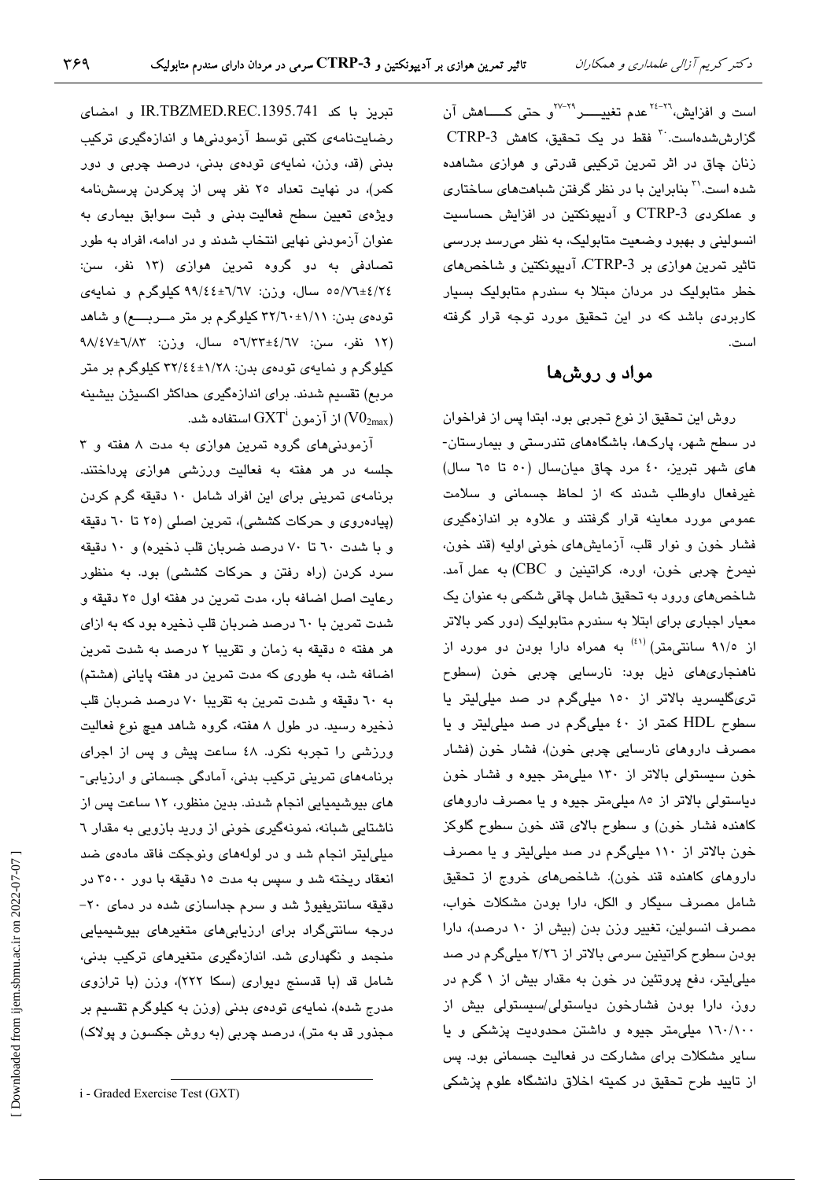است و افزایش،[۲۶-۲۴] عدم تغییر[۲۹-۲۷] و حتی کاهش آن گزارش‌شده‌است.[۳۰] فقط در یک تحقیق، کاهش CTRP-3 زنان چاق در اثر تمرین ترکیبی قدرتی و هوازی مشاهده شده است.[۳۱] بنابراین با در نظر گرفتن شباهت‌های ساختاری و عملکردی CTRP-3 و آدیپونکتین در افزایش حساسیت انسولینی و بهبود وضعیت متابولیک، به نظر می‌رسد بررسی تاثیر تمرین هوازی بر CTRP-3، آدیپونکتین و شاخص‌های خطر متابولیک در مردان مبتلا به سندرم متابولیک بسیار کاربردی باشد که در این تحقیق مورد توجه قرار گرفته است.

## مواد و روش‌ها

روش این تحقیق از نوع تجربی بود. ابتدا پس از فراخوان در سطح شهر، پارک‌ها، باشگاه‌های تندرستی و بیمارستان‌های شهر تبریز، ۴۰ مرد چاق میان‌سال (۵۰ تا ۶۵ سال) غیرفعال داوطلب شدند که از لحاظ جسمانی و سلامت عمومی مورد معاینه قرار گرفتند و علاوه بر اندازه‌گیری فشار خون و نوار قلب، آزمایش‌های خونی اولیه (قند خون، نیمرخ چربی خون، اوره، کراتینین و CBC) به عمل آمد. شاخص‌های ورود به تحقیق شامل چاقی شکمی به عنوان یک معیار اجباری برای ابتلا به سندرم متابولیک (دور کمر بالاتر از ۹۱/۵ سانتی‌متر)[۴۱] به همراه دارا بودن دو مورد از ناهنجاری‌های ذیل بود: نارسایی چربی خون (سطوح تری‌گلیسرید بالاتر از ۱۵۰ میلی‌گرم در صد میلی‌لیتر یا سطوح HDL کمتر از ۴۰ میلی‌گرم در صد میلی‌لیتر و یا مصرف داروهای نارسایی چربی خون)، فشار خون (فشار خون سیستولی بالاتر از ۱۳۰ میلی‌متر جیوه و فشار خون دیاستولی بالاتر از ۸۵ میلی‌متر جیوه و یا مصرف داروهای کاهنده فشار خون) و سطوح بالای قند خون سطوح گلوکز خون بالاتر از ۱۱۰ میلی‌گرم در صد میلی‌لیتر و یا مصرف داروهای کاهنده قند خون). شاخص‌های خروج از تحقیق شامل مصرف سیگار و الکل، دارا بودن مشکلات خواب، مصرف انسولین، تغییر وزن بدن (بیش از ۱۰ درصد)، دارا بودن سطوح کراتینین سرمی بالاتر از ۲/۲۶ میلی‌گرم در صد میلی‌لیتر، دفع پروتئین در خون به مقدار بیش از ۱ گرم در روز، دارا بودن فشارخون دیاستولی/سیستولی بیش از ۱۶۰/۱۰۰ میلی‌متر جیوه و داشتن محدودیت پزشکی و یا سایر مشکلات برای مشارکت در فعالیت جسمانی بود. پس از تایید طرح تحقیق در کمیته اخلاق دانشگاه علوم پزشکی تبریز با کد IR.TBZMED.REC.1395.741 و امضای رضایت‌نامه‌ی کتبی توسط آزمودنی‌ها و اندازه‌گیری ترکیب بدنی (قد، وزن، نمایه‌ی توده‌ی بدنی، درصد چربی و دور کمر)، در نهایت تعداد ۲۵ نفر پس از پرکردن پرسش‌نامه ویژه‌ی تعیین سطح فعالیت بدنی و ثبت سوابق بیماری به عنوان آزمودنی نهایی انتخاب شدند و در ادامه، افراد به طور تصادفی به دو گروه تمرین هوازی (۱۳ نفر، سن: ۵۵/۷۶±۴/۲۴ سال، وزن: ۹۹/۴۴±۶/۶۷ کیلوگرم و نمایه‌ی توده‌ی بدن: ۳۲/۶۰±۱/۱۱ کیلوگرم بر متر مربع) و شاهد (۱۲ نفر، سن: ۵۶/۳۳±۴/۶۷ سال، وزن: ۹۸/۴۷±۶/۸۳ کیلوگرم و نمایه‌ی توده‌ی بدن: ۳۲/۴۴±۱/۲۸ کیلوگرم بر متر مربع) تقسیم شدند. برای اندازه‌گیری حداکثر اکسیژن بیشینه ($VO_{2max}$) از آزمون GXT[i] استفاده شد.

آزمودنی‌های گروه تمرین هوازی به مدت ۸ هفته و ۳ جلسه در هر هفته به فعالیت ورزشی هوازی پرداختند. برنامه‌ی تمرینی برای این افراد شامل ۱۰ دقیقه گرم کردن (پیاده‌روی و حرکات کششی)، تمرین اصلی (۲۵ تا ۶۰ دقیقه و با شدت ۶۰ تا ۷۰ درصد ضربان قلب ذخیره) و ۱۰ دقیقه سرد کردن (راه رفتن و حرکات کششی) بود. به منظور رعایت اصل اضافه بار، مدت تمرین در هفته اول ۲۵ دقیقه و شدت تمرین با ۶۰ درصد ضربان قلب ذخیره بود که به ازای هر هفته ۵ دقیقه به زمان و تقریبا ۲ درصد به شدت تمرین اضافه شد، به طوری که مدت تمرین در هفته پایانی (هشتم) به ۶۰ دقیقه و شدت تمرین به تقریبا ۷۰ درصد ضربان قلب ذخیره رسید. در طول ۸ هفته، گروه شاهد هیچ نوع فعالیت ورزشی را تجربه نکرد. ۴۸ ساعت پیش و پس از اجرای برنامه‌های تمرینی ترکیب بدنی، آمادگی جسمانی و ارزیابی‌های بیوشیمیایی انجام شدند. بدین منظور، ۱۲ ساعت پس از ناشتایی شبانه، نمونه‌گیری خونی از ورید بازویی به مقدار ۶ میلی‌لیتر انجام شد و در لوله‌های ونوجکت فاقد ماده‌ی ضد انعقاد ریخته شد و سپس به مدت ۱۵ دقیقه با دور ۳۵۰۰ در دقیقه سانتریفیوژ شد و سرم جداسازی شده در دمای ۲۰- درجه سانتی‌گراد برای ارزیابی‌های متغیرهای بیوشیمیایی منجمد و نگهداری شد. اندازه‌گیری متغیرهای ترکیب بدنی، شامل قد (با قدسنج دیواری (سکا ۲۲۲)، وزن (با ترازوی مدرج شده)، نمایه‌ی توده‌ی بدنی (وزن به کیلوگرم تقسیم بر مجذور قد به متر)، درصد چربی (به روش جکسون و پولاک)

i - Graded Exercise Test (GXT)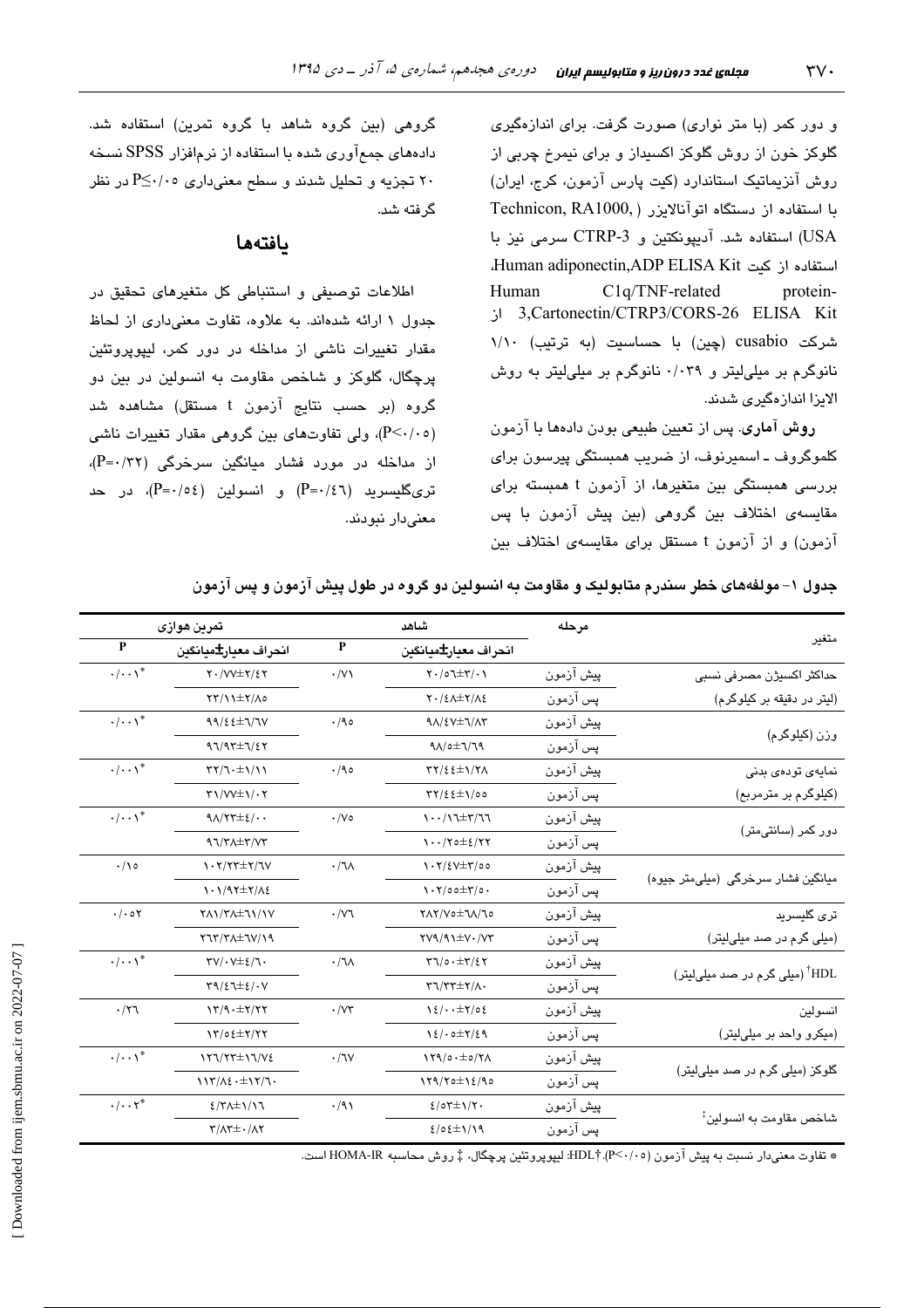و دور کمر (با متر نواری) صورت گرفت. برای اندازه‌گیری گلوکز خون از روش گلوکز اکسیداز و برای نیمرخ چربی از روش آنزیماتیک استاندارد (کیت پارس آزمون، کرج، ایران) با استفاده از دستگاه اتوآنالایزر (Technicon, RA1000, USA) استفاده شد. آدیپونکتین و CTRP-3 سرمی نیز با استفاده از کیت Human adiponectin,ADP ELISA Kit، Human C1q/TNF-related protein-3,Cartonectin/CTRP3/CORS-26 ELISA Kit از شرکت cusabio (چین) با حساسیت (به ترتیب) ۱/۱۰ نانوگرم بر میلی‌لیتر و ۰/۰۳۹ نانوگرم بر میلی‌لیتر به روش الایزا اندازه‌گیری شدند.

**روش آماری.** پس از تعیین طبیعی بودن داده‌ها با آزمون کلموگروف ـ اسمیرنوف، از ضریب همبستگی پیرسون برای بررسی همبستگی بین متغیرها، از آزمون t همبسته برای مقایسه‌ی اختلاف بین گروهی (بین پیش آزمون با پس آزمون) و از آزمون t مستقل برای مقایسه‌ی اختلاف بین گروهی (بین گروه شاهد با گروه تمرین) استفاده شد. داده‌های جمع‌آوری شده با استفاده از نرم‌افزار SPSS نسخه ۲۰ تجزیه و تحلیل شدند و سطح معنی‌داری P≤۰/۰۵ در نظر گرفته شد.

## یافته‌ها

اطلاعات توصیفی و استنباطی کل متغیرهای تحقیق در جدول ۱ ارائه شده‌اند. به علاوه، تفاوت معنی‌داری از لحاظ مقدار تغییرات ناشی از مداخله در دور کمر، لیپوپروتئین پرچگال، گلوکز و شاخص مقاومت به انسولین در بین دو گروه (بر حسب نتایج آزمون t مستقل) مشاهده شد (P<۰/۰۵)، ولی تفاوت‌های بین گروهی مقدار تغییرات ناشی از مداخله در مورد فشار میانگین سرخرگی (P=۰/۳۲)، تری‌گلیسرید (P=۰/۴۶) و انسولین (P=۰/۵۴)، در حد معنی‌دار نبودند.

جدول ۱- مولفه‌های خطر سندرم متابولیک و مقاومت به انسولین دو گروه در طول پیش آزمون و پس آزمون

| متغیر | مرحله | شاهد | | تمرین هوازی | |
|---|---|---|---|---|---|
| | | انحراف معیار±میانگین | P | انحراف معیار±میانگین | P |
| حداکثر اکسیژن مصرفی نسبی (لیتر در دقیقه بر کیلوگرم) | پیش آزمون | ۲۰/۵۶±۳/۰۱ | ۰/۷۱ | ۲۰/۷۷±۲/۴۲ | ۰/۰۰۱* |
| | پس آزمون | ۲۰/۴۸±۲/۸۴ | | ۲۳/۱۱±۲/۸۵ | |
| وزن (کیلوگرم) | پیش آزمون | ۹۸/۴۷±۶/۸۳ | ۰/۹۵ | ۹۹/۴۴±۶/۶۷ | ۰/۰۰۱* |
| | پس آزمون | ۹۸/۵±۶/۶۹ | | ۹۶/۹۳±۶/۴۲ | |
| نمایه‌ی توده‌ی بدنی (کیلوگرم بر مترمربع) | پیش آزمون | ۳۲/۴۴±۱/۲۸ | ۰/۹۵ | ۳۲/۶۰±۱/۱۱ | ۰/۰۰۱* |
| | پس آزمون | ۳۲/۴۴±۱/۵۵ | | ۳۱/۷۷±۱/۰۲ | |
| دور کمر (سانتی‌متر) | پیش آزمون | ۱۰۰/۱۶±۳/۶۶ | ۰/۷۵ | ۹۸/۲۳±۴/۰۰ | ۰/۰۰۱* |
| | پس آزمون | ۱۰۰/۲۵±۴/۲۲ | | ۹۶/۳۸±۳/۷۳ | |
| میانگین فشار سرخرگی (میلی‌متر جیوه) | پیش آزمون | ۱۰۲/۴۷±۳/۵۵ | ۰/۶۸ | ۱۰۲/۲۳±۲/۶۷ | ۰/۱۵ |
| | پس آزمون | ۱۰۲/۵۵±۳/۵۰ | | ۱۰۱/۹۲±۲/۸۴ | |
| تری گلیسرید (میلی گرم در صد میلی‌لیتر) | پیش آزمون | ۲۸۲/۷۵±۶۸/۶۵ | ۰/۷۶ | ۲۸۱/۳۸±۶۱/۱۷ | ۰/۰۵۲ |
| | پس آزمون | ۲۷۹/۹۱±۷۰/۷۳ | | ۲۶۳/۳۸±۶۷/۱۹ | |
| HDL[†] (میلی گرم در صد میلی‌لیتر) | پیش آزمون | ۳۶/۵۰±۳/۴۲ | ۰/۶۸ | ۳۷/۰۷±۴/۶۰ | ۰/۰۰۱* |
| | پس آزمون | ۳۶/۳۳±۲/۸۰ | | ۳۹/۴۶±۴/۰۷ | |
| انسولین (میکرو واحد بر میلی‌لیتر) | پیش آزمون | ۱۴/۰۰±۲/۵۴ | ۰/۷۳ | ۱۳/۹۰±۲/۲۲ | ۰/۲۶ |
| | پس آزمون | ۱۴/۰۸±۲/۴۹ | | ۱۳/۵۴±۲/۲۲ | |
| گلوکز (میلی گرم در صد میلی‌لیتر) | پیش آزمون | ۱۲۹/۵۰±۵/۲۸ | ۰/۶۷ | ۱۲۶/۲۳±۱۶/۷۴ | ۰/۰۰۱* |
| | پس آزمون | ۱۲۹/۲۵±۱۴/۹۵ | | ۱۱۳/۸۴۰±۱۲/۶۰ | |
| شاخص مقاومت به انسولین[‡] | پیش آزمون | ۴/۵۳±۱/۲۰ | ۰/۹۱ | ۴/۳۸±۱/۱۶ | ۰/۰۰۲* |
| | پس آزمون | ۴/۵۴±۱/۱۹ | | ۳/۸۳±۰/۸۲ | |

* تفاوت معنی‌دار نسبت به پیش آزمون (P<۰/۰۵). †HDL: لیپوپروتئین پرچگال، ‡ روش محاسبه HOMA-IR است.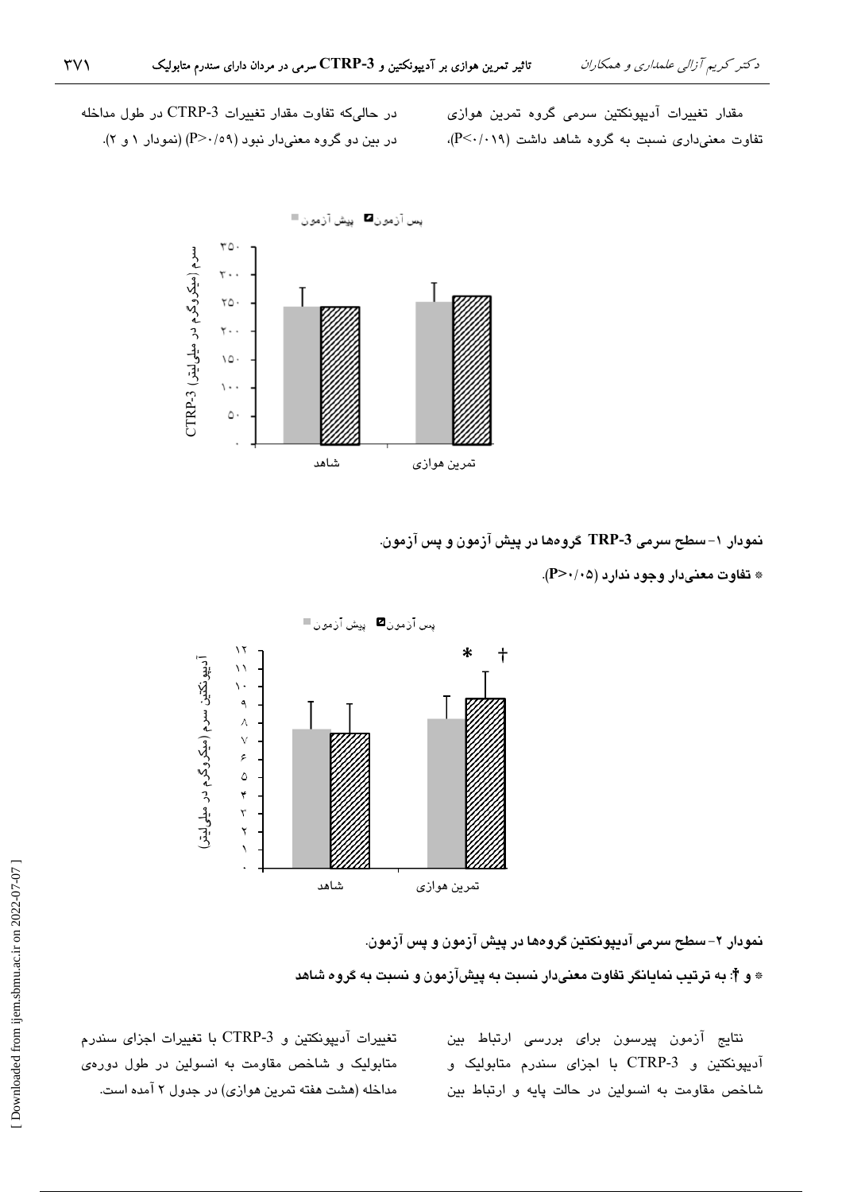مقدار تغییرات آدیپونکتین سرمی گروه تمرین هوازی تفاوت معنی‌داری نسبت به گروه شاهد داشت (P<۰/۰۱۹)، در حالی‌که تفاوت مقدار تغییرات CTRP-3 در طول مداخله در بین دو گروه معنی‌دار نبود (P>۰/۵۹) (نمودار ۱ و ۲).

**نمودار ۱- سطح سرمی TRP-3 گروه‌ها در پیش آزمون و پس آزمون.**

**\* تفاوت معنی‌دار وجود ندارد (P>۰/۰۵).**

**نمودار ۲- سطح سرمی آدیپونکتین گروه‌ها در پیش آزمون و پس آزمون.**

**\* و †: به ترتیب نمایانگر تفاوت معنی‌دار نسبت به پیش‌آزمون و نسبت به گروه شاهد**

نتایج آزمون پیرسون برای بررسی ارتباط بین آدیپونکتین و CTRP-3 با اجزای سندرم متابولیک و شاخص مقاومت به انسولین در حالت پایه و ارتباط بین تغییرات آدیپونکتین و CTRP-3 با تغییرات اجزای سندرم متابولیک و شاخص مقاومت به انسولین در طول دوره‌ی مداخله (هشت هفته تمرین هوازی) در جدول ۲ آمده است.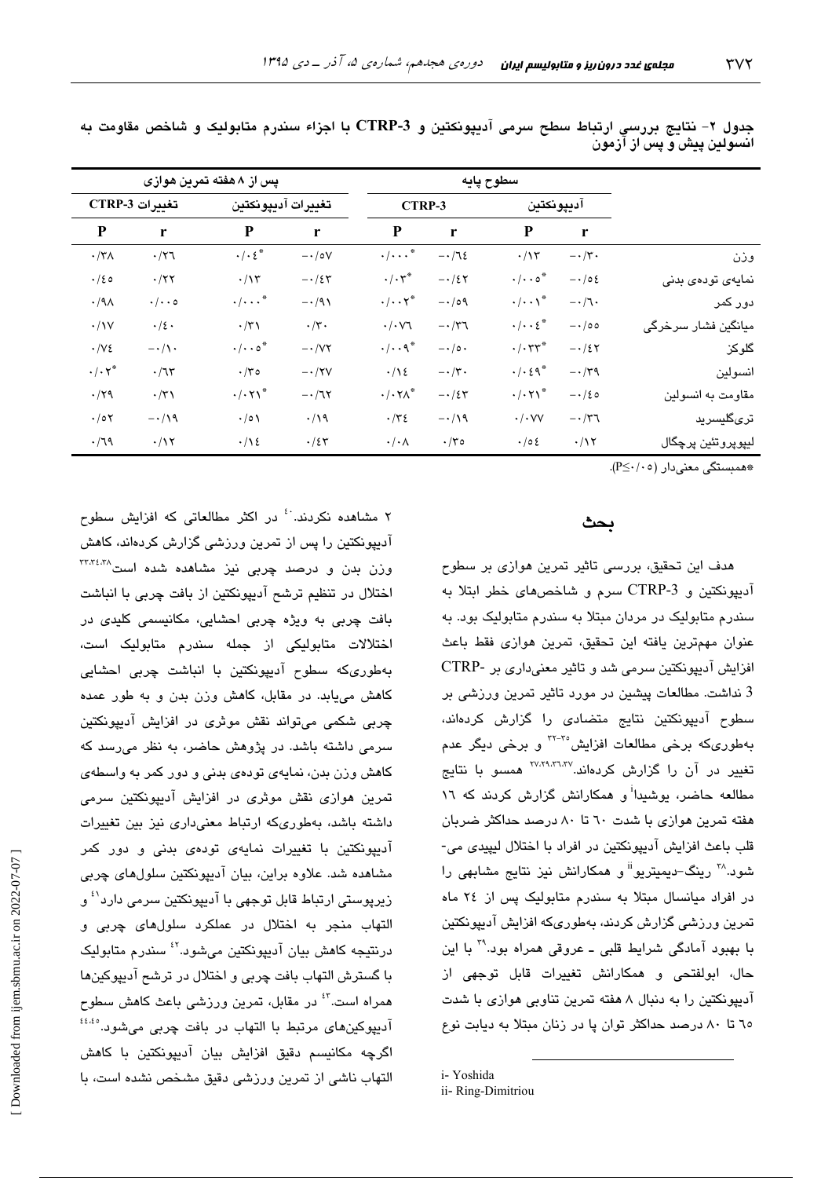جدول ۲- نتایج بررسی ارتباط سطح سرمی آدیپونکتین و CTRP-3 با اجزاء سندرم متابولیک و شاخص مقاومت به انسولین پیش و پس از آزمون

| | سطوح پایه | | | | پس از ۸ هفته تمرین هوازی | | | |
|---|---|---|---|---|---|---|---|---|
| | آدیپونکتین | | CTRP-3 | | تغییرات آدیپونکتین | | تغییرات CTRP-3 | |
| | r | P | r | P | r | P | r | P |
| وزن | -۰/۳۰ | ۰/۱۳ | -۰/۶۴ | ۰/۰۰۰\* | -۰/۵۷ | ۰/۰۴\* | ۰/۲۶ | ۰/۳۸ |
| نمایه‌ی توده‌ی بدنی | -۰/۵۴ | ۰/۰۰۵\* | -۰/۴۲ | ۰/۰۳\* | -۰/۴۳ | ۰/۱۳ | ۰/۲۲ | ۰/۴۵ |
| دور کمر | -۰/۶۰ | ۰/۰۰۱\* | -۰/۵۹ | ۰/۰۰۲\* | -۰/۹۱ | ۰/۰۰۰\* | ۰/۰۰۵ | ۰/۹۸ |
| میانگین فشار سرخرگی | -۰/۵۵ | ۰/۰۰۴\* | -۰/۳۶ | ۰/۰۷۶ | ۰/۳۰ | ۰/۳۱ | ۰/۴۰ | ۰/۱۷ |
| گلوکز | -۰/۴۲ | ۰/۰۳۳\* | -۰/۵۰ | ۰/۰۰۹\* | -۰/۷۲ | ۰/۰۰۵\* | -۰/۱۰ | ۰/۷۴ |
| انسولین | -۰/۳۹ | ۰/۰۴۹\* | -۰/۳۰ | ۰/۱۴ | -۰/۲۷ | ۰/۳۵ | ۰/۶۳ | ۰/۰۲\* |
| مقاومت به انسولین | -۰/۴۵ | ۰/۰۲۱\* | -۰/۴۳ | ۰/۰۲۸\* | -۰/۶۲ | ۰/۰۲۱\* | ۰/۳۱ | ۰/۲۹ |
| تری‌گلیسرید | -۰/۳۶ | ۰/۰۷۷ | -۰/۱۹ | ۰/۳۴ | ۰/۱۹ | ۰/۵۱ | -۰/۱۹ | ۰/۵۲ |
| لیپوپروتئین پرچگال | ۰/۱۲ | ۰/۵۴ | ۰/۳۵ | ۰/۰۸ | ۰/۴۳ | ۰/۱۴ | ۰/۱۲ | ۰/۶۹ |

\*همبستگی معنی‌دار (P≤۰/۰۵).

## بحث

هدف این تحقیق، بررسی تاثیر تمرین هوازی بر سطوح آدیپونکتین و CTRP-3 سرم و شاخص‌های خطر ابتلا به سندرم متابولیک در مردان مبتلا به سندرم متابولیک بود. به عنوان مهم‌ترین یافته این تحقیق، تمرین هوازی فقط باعث افزایش آدیپونکتین سرمی شد و تاثیر معنی‌داری بر CTRP-3 نداشت. مطالعات پیشین در مورد تاثیر تمرین ورزشی بر سطوح آدیپونکتین نتایج متضادی را گزارش کرده‌اند، به‌طوری‌که برخی مطالعات افزایش[۳۲-۳۵] و برخی دیگر عدم تغییر در آن را گزارش کرده‌اند.[۲۷،۲۹،۳۶،۳۷] همسو با نتایج مطالعه حاضر، یوشیدا[i] و همکارانش گزارش کردند که ۱۶ هفته تمرین هوازی با شدت ۶۰ تا ۸۰ درصد حداکثر ضربان قلب باعث افزایش آدیپونکتین در افراد با اختلال لیپیدی می‌شود.[۳۸] رینگ-دیمیتریو[ii] و همکارانش نیز نتایج مشابهی را در افراد میانسال مبتلا به سندرم متابولیک پس از ۲۴ ماه تمرین ورزشی گزارش کردند، به‌طوری‌که افزایش آدیپونکتین با بهبود آمادگی شرایط قلبی ـ عروقی همراه بود.[۳۹] با این حال، ابولفتحی و همکارانش تغییرات قابل توجهی از آدیپونکتین را به دنبال ۸ هفته تمرین تناوبی هوازی با شدت ۶۵ تا ۸۰ درصد حداکثر توان پا در زنان مبتلا به دیابت نوع ۲ مشاهده نکردند.[۴۰] در اکثر مطالعاتی که افزایش سطوح آدیپونکتین را پس از تمرین ورزشی گزارش کرده‌اند، کاهش وزن بدن و درصد چربی نیز مشاهده شده است[۳۳،۳۴،۳۸] اختلال در تنظیم ترشح آدیپونکتین از بافت چربی با انباشت بافت چربی به ویژه چربی احشایی، مکانیسمی کلیدی در اختلالات متابولیک از جمله سندرم متابولیک است، به‌طوری‌که سطوح آدیپونکتین با انباشت چربی احشایی کاهش می‌یابد. در مقابل، کاهش وزن بدن و به طور عمده چربی شکمی می‌تواند نقش موثری در افزایش آدیپونکتین سرمی داشته باشد. در پژوهش حاضر، به نظر می‌رسد که کاهش وزن بدن، نمایه‌ی توده‌ی بدنی و دور کمر به واسطه‌ی تمرین هوازی نقش موثری در افزایش آدیپونکتین سرمی داشته باشد، به‌طوری‌که ارتباط معنی‌داری نیز بین تغییرات آدیپونکتین با تغییرات نمایه‌ی توده‌ی بدنی و دور کمر مشاهده شد. علاوه براین، بیان آدیپونکتین سلول‌های چربی زیرپوستی ارتباط قابل توجهی با آدیپونکتین سرمی دارد[۴۱] و التهاب منجر به اختلال در عملکرد سلول‌های چربی و درنتیجه کاهش بیان آدیپونکتین می‌شود.[۴۲] سندرم متابولیک با گسترش التهاب بافت چربی و اختلال در ترشح آدیپوکین‌ها همراه است.[۴۳] در مقابل، تمرین ورزشی باعث کاهش سطوح آدیپوکین‌های مرتبط با التهاب در بافت چربی می‌شود.[۴۴،۴۵] اگرچه مکانیسم دقیق افزایش بیان آدیپونکتین با کاهش التهاب ناشی از تمرین ورزشی دقیق مشخص نشده است، با

i- Yoshida
ii- Ring-Dimitriou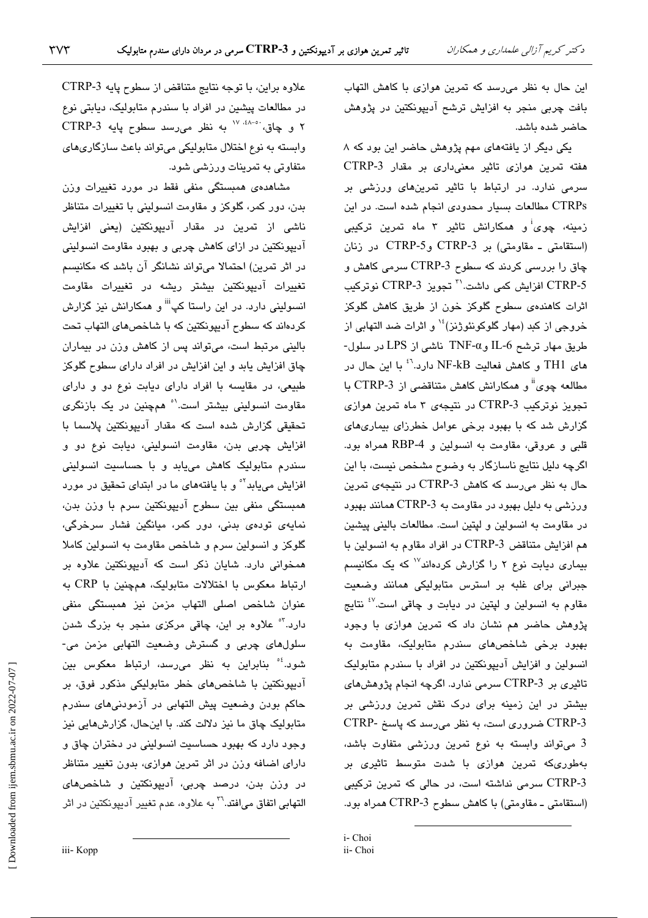این حال به نظر می‌رسد که تمرین هوازی با کاهش التهاب بافت چربی منجر به افزایش ترشح آدیپونکتین در پژوهش حاضر شده باشد.

یکی دیگر از یافته‌های مهم پژوهش حاضر این بود که ۸ هفته تمرین هوازی تاثیر معنی‌داری بر مقدار CTRP-3 سرمی ندارد. در ارتباط با تاثیر تمرین‌های ورزشی بر CTRPs مطالعات بسیار محدودی انجام شده است. در این زمینه، چوی[i] و همکارانش تاثیر ۳ ماه تمرین ترکیبی (استقامتی ـ مقاومتی) بر CTRP-3 و CTRP-5 در زنان چاق را بررسی کردند که سطوح CTRP-3 سرمی کاهش و CTRP-5 افزایش کمی داشت.[۳۱] تجویز CTRP-3 نوترکیب اثرات کاهنده‌ی سطوح گلوکز خون از طریق کاهش گلوکز خروجی از کبد (مهار گلوکونئوژنز)[۱۴] و اثرات ضد التهابی از طریق مهار ترشح IL-6 و TNF-α ناشی از LPS در سلول‌های TH1 و کاهش فعالیت NF-kB دارد.[۴۶] با این حال در مطالعه چوی[ii] و همکارانش کاهش متناقضی از CTRP-3 با تجویز نوترکیب CTRP-3 در نتیجه‌ی ۳ ماه تمرین هوازی گزارش شد که با بهبود برخی عوامل خطرزای بیماری‌های قلبی و عروقی، مقاومت به انسولین و RBP-4 همراه بود. اگرچه دلیل نتایج ناسازگار به وضوح مشخص نیست، با این حال به نظر می‌رسد که کاهش CTRP-3 در نتیجه‌ی تمرین ورزشی به دلیل بهبود در مقاومت به CTRP-3 همانند بهبود در مقاومت به انسولین و لپتین است. مطالعات بالینی پیشین هم افزایش متناقض CTRP-3 در افراد مقاوم به انسولین با بیماری دیابت نوع ۲ را گزارش کرده‌اند[۱۷] که یک مکانیسم جبرانی برای غلبه بر استرس متابولیکی همانند وضعیت مقاوم به انسولین و لپتین در دیابت و چاقی است.[۴۷] نتایج پژوهش حاضر هم نشان داد که تمرین هوازی با وجود بهبود برخی شاخص‌های سندرم متابولیک، مقاومت به انسولین و افزایش آدیپونکتین در افراد با سندرم متابولیک تاثیری بر CTRP-3 سرمی ندارد. اگرچه انجام پژوهش‌های بیشتر در این زمینه برای درک نقش تمرین ورزشی بر CTRP-3 ضروری است، به نظر می‌رسد که پاسخ CTRP-3 می‌تواند وابسته به نوع تمرین ورزشی متفاوت باشد، به‌طوری‌که تمرین هوازی با شدت متوسط تاثیری بر CTRP-3 سرمی نداشته است، در حالی که تمرین ترکیبی (استقامتی ـ مقاومتی) با کاهش سطوح CTRP-3 همراه بود.

علاوه براین، با توجه نتایج متناقض از سطوح پایه CTRP-3 در مطالعات پیشین در افراد با سندرم متابولیک، دیابتی نوع ۲ و چاق،[۱۷، ۴۸-۵۰] به نظر می‌رسد سطوح پایه CTRP-3 وابسته به نوع اختلال متابولیکی می‌تواند باعث سازگاری‌های متفاوتی به تمرینات ورزشی شود.

مشاهده‌ی همبستگی منفی فقط در مورد تغییرات وزن بدن، دور کمر، گلوکز و مقاومت انسولینی با تغییرات متناظر ناشی از تمرین در مقدار آدیپونکتین (یعنی افزایش آدیپونکتین در ازای کاهش چربی و بهبود مقاومت انسولینی در اثر تمرین) احتمالا می‌تواند نشانگر آن باشد که مکانیسم تغییرات آدیپونکتین بیشتر ریشه در تغییرات مقاومت انسولینی دارد. در این راستا کپ[iii] و همکارانش نیز گزارش کرده‌اند که سطوح آدیپونکتین که با شاخص‌های التهاب تحت بالینی مرتبط است، می‌تواند پس از کاهش وزن در بیماران چاق افزایش یابد و این افزایش در افراد دارای سطوح گلوکز طبیعی، در مقایسه با افراد دارای دیابت نوع دو و دارای مقاومت انسولینی بیشتر است.[۵۱] همچنین در یک بازنگری تحقیقی گزارش شده است که مقدار آدیپونکتین پلاسما با افزایش چربی بدن، مقاومت انسولینی، دیابت نوع دو و سندرم متابولیک کاهش می‌یابد و با حساسیت انسولینی افزایش می‌یابد[۵۲] و با یافته‌های ما در ابتدای تحقیق در مورد همبستگی منفی بین سطوح آدیپونکتین سرم با وزن بدن، نمایه‌ی توده‌ی بدنی، دور کمر، میانگین فشار سرخرگی، گلوکز و انسولین سرم و شاخص مقاومت به انسولین کاملا همخوانی دارد. شایان ذکر است که آدیپونکتین علاوه بر ارتباط معکوس با اختلالات متابولیک، همچنین با CRP به عنوان شاخص اصلی التهاب مزمن نیز همبستگی منفی دارد.[۵۳] علاوه بر این، چاقی مرکزی منجر به بزرگ شدن سلول‌های چربی و گسترش وضعیت التهابی مزمن می‌شود.[۵۴] بنابراین به نظر می‌رسد، ارتباط معکوس بین آدیپونکتین با شاخص‌های خطر متابولیکی مذکور فوق، بر حاکم بودن وضعیت پیش التهابی در آزمودنی‌های سندرم متابولیک چاق ما نیز دلالت کند. با این‌حال، گزارش‌هایی نیز وجود دارد که بهبود حساسیت انسولینی در دختران چاق و دارای اضافه وزن در اثر تمرین هوازی، بدون تغییر متناظر در وزن بدن، درصد چربی، آدیپونکتین و شاخص‌های التهابی اتفاق می‌افتد.[۳۶] به علاوه، عدم تغییر آدیپونکتین در اثر

i- Choi
ii- Choi
iii- Kopp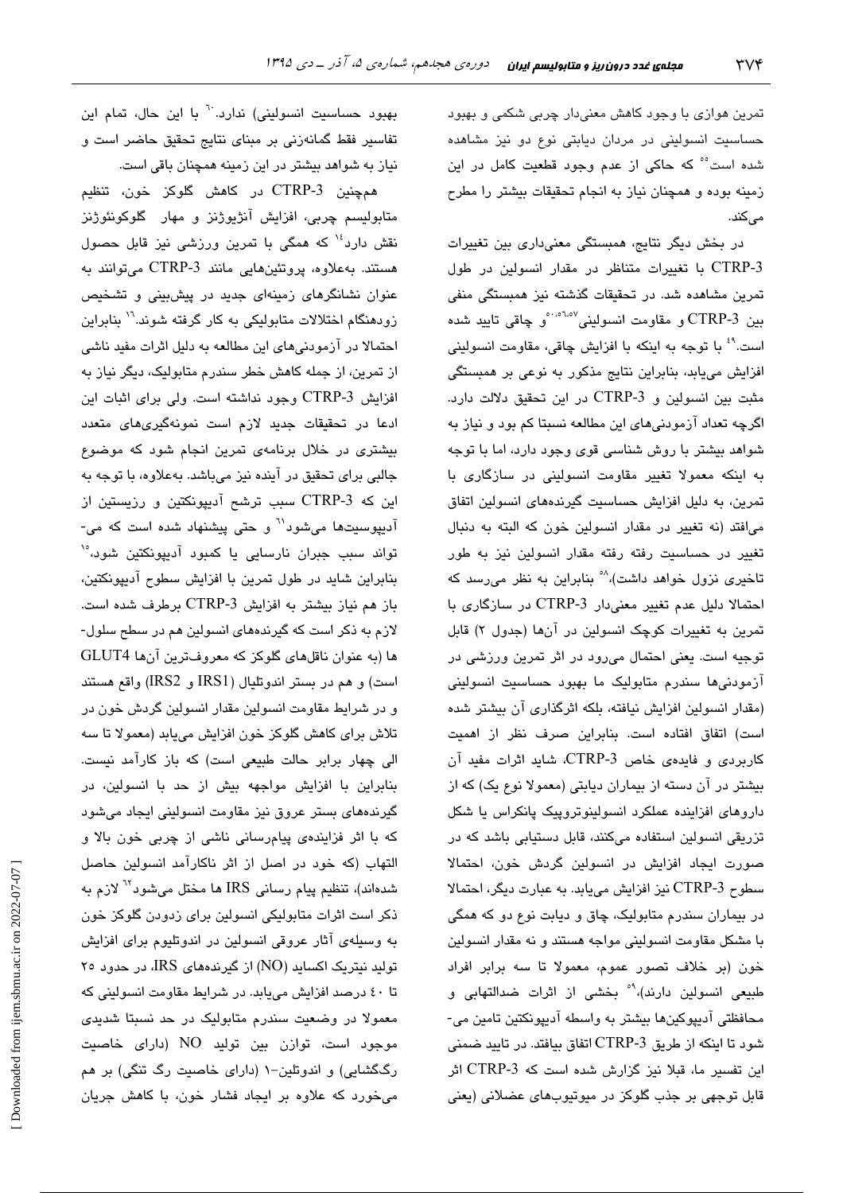تمرین هوازی با وجود کاهش معنی‌دار چربی شکمی و بهبود حساسیت انسولینی در مردان دیابتی نوع دو نیز مشاهده شده است[55] که حاکی از عدم وجود قطعیت کامل در این زمینه بوده و همچنان نیاز به انجام تحقیقات بیشتر را مطرح می‌کند.

در بخش دیگر نتایج، همبستگی معنی‌داری بین تغییرات CTRP-3 با تغییرات متناظر در مقدار انسولین در طول تمرین مشاهده شد. در تحقیقات گذشته نیز همبستگی منفی بین CTRP-3 و مقاومت انسولینی[50،56،57] و چاقی تایید شده است.[49] با توجه به اینکه با افزایش چاقی، مقاومت انسولینی افزایش می‌یابد، بنابراین نتایج مذکور به نوعی بر همبستگی مثبت بین انسولین و CTRP-3 در این تحقیق دلالت دارد. اگرچه تعداد آزمودنی‌های این مطالعه نسبتا کم بود و نیاز به شواهد بیشتر با روش شناسی قوی وجود دارد، اما با توجه به اینکه معمولا تغییر مقاومت انسولینی در سازگاری با تمرین، به دلیل افزایش حساسیت گیرنده‌های انسولین اتفاق می‌افتد (نه تغییر در مقدار انسولین خون که البته به دنبال تغییر در حساسیت رفته رفته مقدار انسولین نیز به طور تاخیری نزول خواهد داشت)،[58] بنابراین به نظر می‌رسد که احتمالا دلیل عدم تغییر معنی‌دار CTRP-3 در سازگاری با تمرین به تغییرات کوچک انسولین در آن‌ها (جدول ۲) قابل توجیه است. یعنی احتمال می‌رود در اثر تمرین ورزشی در آزمودنی‌ها سندرم متابولیک ما بهبود حساسیت انسولینی (مقدار انسولین افزایش نیافته، بلکه اثرگذاری آن بیشتر شده است) اتفاق افتاده است. بنابراین صرف نظر از اهمیت کاربردی و فایده‌ی خاص CTRP-3، شاید اثرات مفید آن بیشتر در آن دسته از بیماران دیابتی (معمولا نوع یک) که از داروهای افزاینده عملکرد انسولینوتروپیک پانکراس یا شکل تزریقی انسولین استفاده می‌کنند، قابل دستیابی باشد که در صورت ایجاد افزایش در انسولین گردش خون، احتمالا سطوح CTRP-3 نیز افزایش می‌یابد. به عبارت دیگر، احتمالا در بیماران سندرم متابولیک، چاق و دیابت نوع دو که همگی با مشکل مقاومت انسولینی مواجه هستند و نه مقدار انسولین خون (بر خلاف تصور عموم، معمولا تا سه برابر افراد طبیعی انسولین دارند)،[59] بخشی از اثرات ضدالتهابی و محافظتی آدیپوکین‌ها بیشتر به واسطه آدیپونکتین تامین می‌شود تا اینکه از طریق CTRP-3 اتفاق بیافتد. در تایید ضمنی این تفسیر ما، قبلا نیز گزارش شده است که CTRP-3 اثر قابل توجهی بر جذب گلوکز در میوتیوب‌های عضلانی (یعنی بهبود حساسیت انسولینی) ندارد.[60] با این حال، تمام این تفاسیر فقط گمانه‌زنی بر مبنای نتایج تحقیق حاضر است و نیاز به شواهد بیشتر در این زمینه همچنان باقی است.

همچنین CTRP-3 در کاهش گلوکز خون، تنظیم متابولیسم چربی، افزایش آنژیوژنز و مهار گلوکونئوژنز نقش دارد[14] که همگی با تمرین ورزشی نیز قابل حصول هستند. به‌علاوه، پروتئین‌هایی مانند CTRP-3 می‌توانند به عنوان نشانگرهای زمینه‌ای جدید در پیش‌بینی و تشخیص زودهنگام اختلالات متابولیکی به کار گرفته شوند.[16] بنابراین احتمالا در آزمودنی‌های این مطالعه به دلیل اثرات مفید ناشی از تمرین، از جمله کاهش خطر سندرم متابولیک، دیگر نیاز به افزایش CTRP-3 وجود نداشته است. ولی برای اثبات این ادعا در تحقیقات جدید لازم است نمونه‌گیری‌های متعدد بیشتری در خلال برنامه‌ی تمرین انجام شود که موضوع جالبی برای تحقیق در آینده نیز می‌باشد. به‌علاوه، با توجه به این که CTRP-3 سبب ترشح آدیپونکتین و رزیستین از آدیپوسیت‌ها می‌شود[16] و حتی پیشنهاد شده است که می‌تواند سبب جبران نارسایی یا کمبود آدیپونکتین شود،[15] بنابراین شاید در طول تمرین با افزایش سطوح آدیپونکتین، باز هم نیاز بیشتر به افزایش CTRP-3 برطرف شده است. لازم به ذکر است که گیرنده‌های انسولین هم در سطح سلول‌ها (به عنوان ناقل‌های گلوکز که معروف‌ترین آن‌ها GLUT4 است) و هم در بستر اندوتلیال (IRS1 و IRS2) واقع هستند و در شرایط مقاومت انسولین مقدار انسولین گردش خون در تلاش برای کاهش گلوکز خون افزایش می‌یابد (معمولا تا سه الی چهار برابر حالت طبیعی است) که باز کارآمد نیست. بنابراین با افزایش مواجهه بیش از حد با انسولین، در گیرنده‌های بستر عروق نیز مقاومت انسولینی ایجاد می‌شود که با اثر فزاینده‌ی پیام‌رسانی ناشی از چربی خون بالا و التهاب (که خود در اصل از اثر ناکارآمد انسولین حاصل شده‌اند)، تنظیم پیام رسانی IRS ها مختل می‌شود[12] لازم به ذکر است اثرات متابولیکی انسولین برای زدودن گلوکز خون به وسیله‌ی آثار عروقی انسولین در اندوتلیوم برای افزایش تولید نیتریک اکساید (NO) از گیرنده‌های IRS، در حدود ۲۵ تا ۴۰ درصد افزایش می‌یابد. در شرایط مقاومت انسولینی که معمولا در وضعیت سندرم متابولیک در حد نسبتا شدیدی موجود است، توازن بین تولید NO (دارای خاصیت رگ‌گشایی) و اندوتلین-۱ (دارای خاصیت رگ تنگی) بر هم می‌خورد که علاوه بر ایجاد فشار خون، با کاهش جریان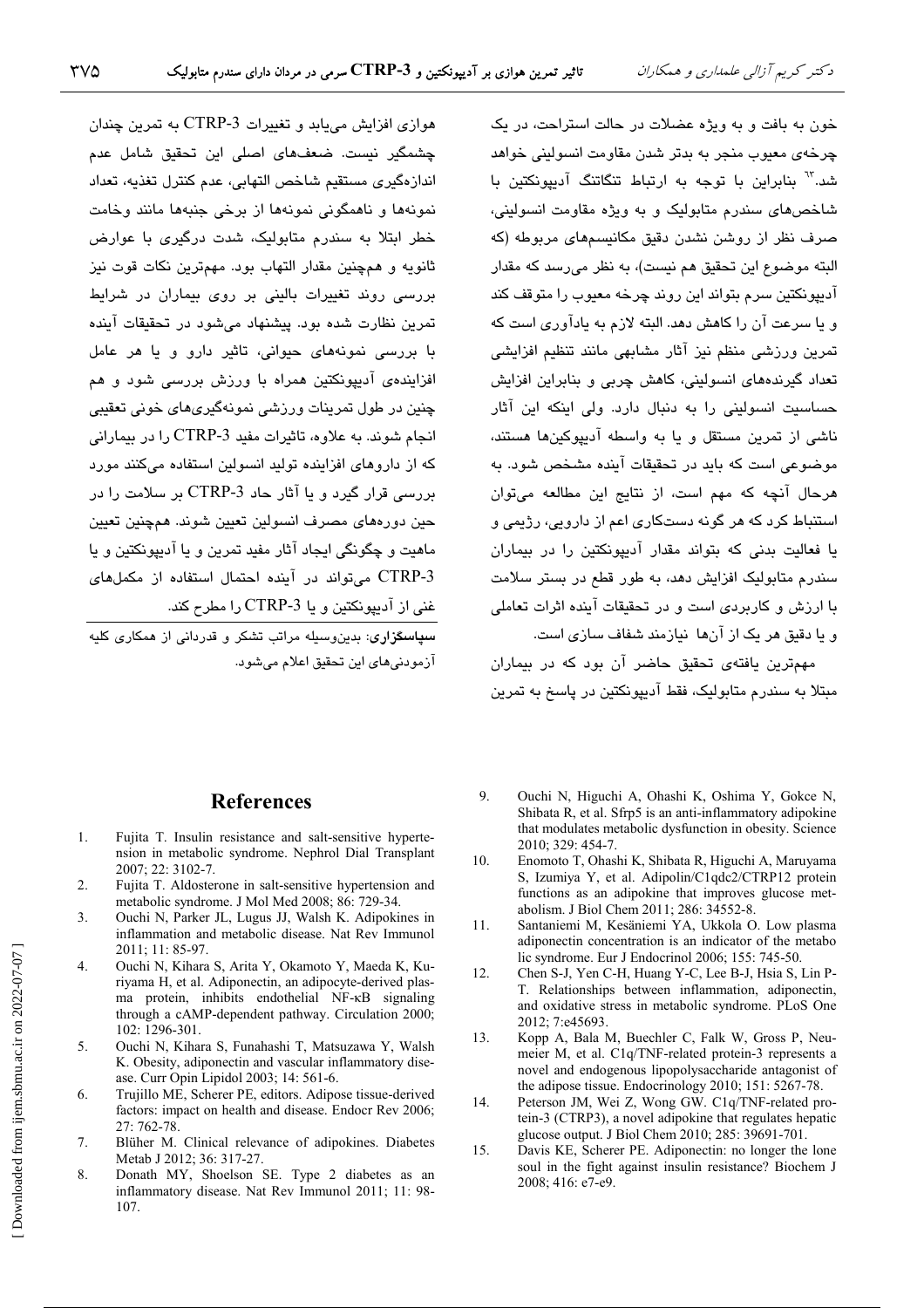خون به بافت و به ویژه عضلات در حالت استراحت، در یک چرخه‌ی معیوب منجر به بدتر شدن مقاومت انسولینی خواهد شد.[۱۳] بنابراین با توجه به ارتباط تنگاتنگ آدیپونکتین با شاخص‌های سندرم متابولیک و به ویژه مقاومت انسولینی، صرف نظر از روشن نشدن دقیق مکانیسم‌های مربوطه (که البته موضوع این تحقیق هم نیست)، به نظر می‌رسد که مقدار آدیپونکتین سرم بتواند این روند چرخه معیوب را متوقف کند و یا سرعت آن را کاهش دهد. البته لازم به یادآوری است که تمرین ورزشی منظم نیز آثار مشابهی مانند تنظیم افزایشی تعداد گیرنده‌های انسولینی، کاهش چربی و بنابراین افزایش حساسیت انسولینی را به دنبال دارد. ولی اینکه این آثار ناشی از تمرین مستقل و یا به واسطه آدیپوکین‌ها هستند، موضوعی است که باید در تحقیقات آینده مشخص شود. به هرحال آنچه که مهم است، از نتایج این مطالعه می‌توان استنباط کرد که هر گونه دست‌کاری اعم از دارویی، رژیمی و یا فعالیت بدنی که بتواند مقدار آدیپونکتین را در بیماران سندرم متابولیک افزایش دهد، به طور قطع در بستر سلامت با ارزش و کاربردی است و در تحقیقات آینده اثرات تعاملی و یا دقیق هر یک از آن‌ها نیازمند شفاف سازی است.

مهم‌ترین یافته‌ی تحقیق حاضر آن بود که در بیماران مبتلا به سندرم متابولیک، فقط آدیپونکتین در پاسخ به تمرین هوازی افزایش می‌یابد و تغییرات CTRP-3 به تمرین چندان چشمگیر نیست. ضعف‌های اصلی این تحقیق شامل عدم اندازه‌گیری مستقیم شاخص التهابی، عدم کنترل تغذیه، تعداد نمونه‌ها و ناهمگونی نمونه‌ها از برخی جنبه‌ها مانند وخامت خطر ابتلا به سندرم متابولیک، شدت درگیری با عوارض ثانویه و همچنین مقدار التهاب بود. مهم‌ترین نکات قوت نیز بررسی روند تغییرات بالینی بر روی بیماران در شرایط تمرین نظارت شده بود. پیشنهاد می‌شود در تحقیقات آینده با بررسی نمونه‌های حیوانی، تاثیر دارو و یا هر عامل افزاینده‌ی آدیپونکتین همراه با ورزش بررسی شود و هم چنین در طول تمرینات ورزشی نمونه‌گیری‌های خونی تعقیبی انجام شوند. به علاوه، تاثیرات مفید CTRP-3 را در بیمارانی که از داروهای افزاینده تولید انسولین استفاده می‌کنند مورد بررسی قرار گیرد و یا آثار حاد CTRP-3 بر سلامت را در حین دوره‌های مصرف انسولین تعیین شوند. همچنین تعیین ماهیت و چگونگی ایجاد آثار مفید تمرین و یا آدیپونکتین و یا CTRP-3 می‌تواند در آینده احتمال استفاده از مکمل‌های غنی از آدیپونکتین و یا CTRP-3 را مطرح کند.

**سپاسگزاری**: بدین‌وسیله مراتب تشکر و قدردانی از همکاری کلیه آزمودنی‌های این تحقیق اعلام می‌شود.

## References

1. Fujita T. Insulin resistance and salt-sensitive hypertension in metabolic syndrome. Nephrol Dial Transplant 2007; 22: 3102-7.
2. Fujita T. Aldosterone in salt-sensitive hypertension and metabolic syndrome. J Mol Med 2008; 86: 729-34.
3. Ouchi N, Parker JL, Lugus JJ, Walsh K. Adipokines in inflammation and metabolic disease. Nat Rev Immunol 2011; 11: 85-97.
4. Ouchi N, Kihara S, Arita Y, Okamoto Y, Maeda K, Kuriyama H, et al. Adiponectin, an adipocyte-derived plasma protein, inhibits endothelial NF-κB signaling through a cAMP-dependent pathway. Circulation 2000; 102: 1296-301.
5. Ouchi N, Kihara S, Funahashi T, Matsuzawa Y, Walsh K. Obesity, adiponectin and vascular inflammatory disease. Curr Opin Lipidol 2003; 14: 561-6.
6. Trujillo ME, Scherer PE, editors. Adipose tissue-derived factors: impact on health and disease. Endocr Rev 2006; 27: 762-78.
7. Blüher M. Clinical relevance of adipokines. Diabetes Metab J 2012; 36: 317-27.
8. Donath MY, Shoelson SE. Type 2 diabetes as an inflammatory disease. Nat Rev Immunol 2011; 11: 98-107.
9. Ouchi N, Higuchi A, Ohashi K, Oshima Y, Gokce N, Shibata R, et al. Sfrp5 is an anti-inflammatory adipokine that modulates metabolic dysfunction in obesity. Science 2010; 329: 454-7.
10. Enomoto T, Ohashi K, Shibata R, Higuchi A, Maruyama S, Izumiya Y, et al. Adipolin/C1qdc2/CTRP12 protein functions as an adipokine that improves glucose metabolism. J Biol Chem 2011; 286: 34552-8.
11. Santaniemi M, Kesäniemi YA, Ukkola O. Low plasma adiponectin concentration is an indicator of the metabolic syndrome. Eur J Endocrinol 2006; 155: 745-50.
12. Chen S-J, Yen C-H, Huang Y-C, Lee B-J, Hsia S, Lin P-T. Relationships between inflammation, adiponectin, and oxidative stress in metabolic syndrome. PLoS One 2012; 7:e45693.
13. Kopp A, Bala M, Buechler C, Falk W, Gross P, Neumeier M, et al. C1q/TNF-related protein-3 represents a novel and endogenous lipopolysaccharide antagonist of the adipose tissue. Endocrinology 2010; 151: 5267-78.
14. Peterson JM, Wei Z, Wong GW. C1q/TNF-related protein-3 (CTRP3), a novel adipokine that regulates hepatic glucose output. J Biol Chem 2010; 285: 39691-701.
15. Davis KE, Scherer PE. Adiponectin: no longer the lone soul in the fight against insulin resistance? Biochem J 2008; 416: e7-e9.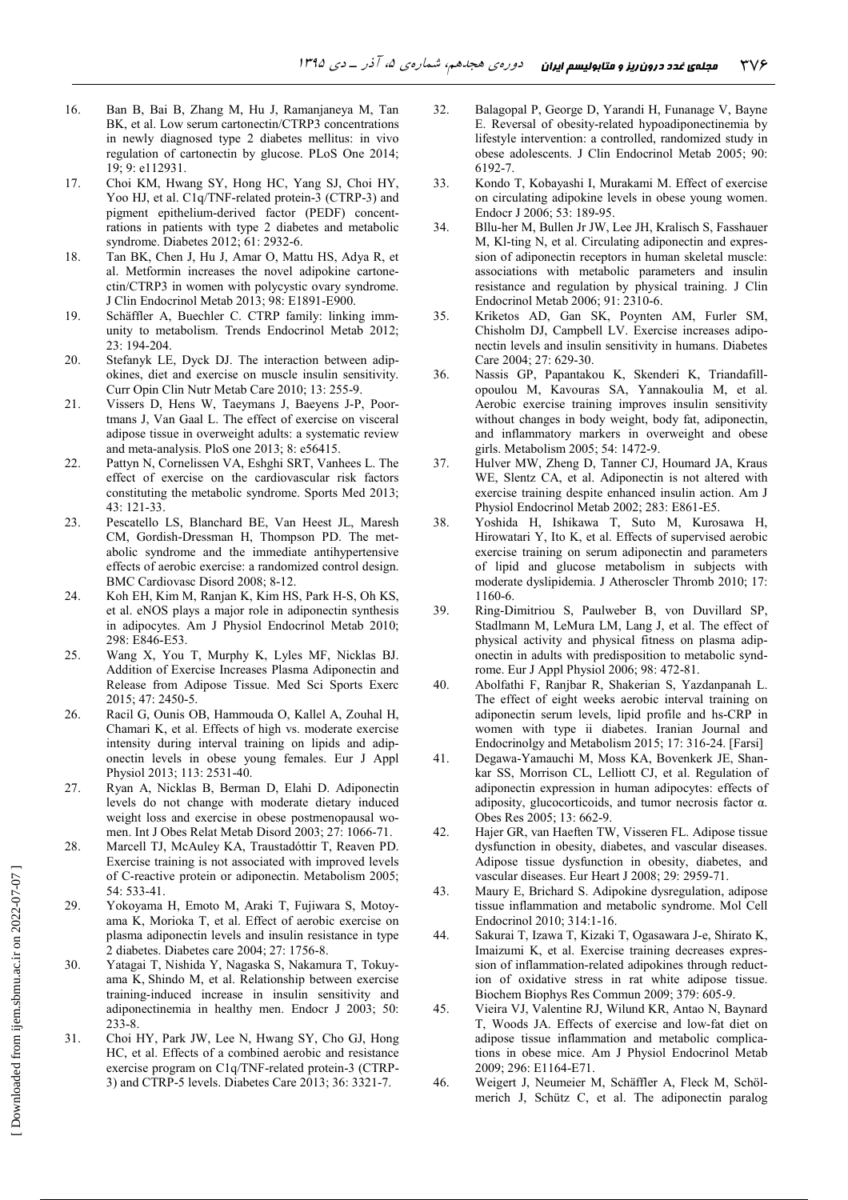16. Ban B, Bai B, Zhang M, Hu J, Ramanjaneya M, Tan BK, et al. Low serum cartonectin/CTRP3 concentrations in newly diagnosed type 2 diabetes mellitus: in vivo regulation of cartonectin by glucose. PLoS One 2014; 19; 9: e112931.
17. Choi KM, Hwang SY, Hong HC, Yang SJ, Choi HY, Yoo HJ, et al. C1q/TNF-related protein-3 (CTRP-3) and pigment epithelium-derived factor (PEDF) concentrations in patients with type 2 diabetes and metabolic syndrome. Diabetes 2012; 61: 2932-6.
18. Tan BK, Chen J, Hu J, Amar O, Mattu HS, Adya R, et al. Metformin increases the novel adipokine cartonectin/CTRP3 in women with polycystic ovary syndrome. J Clin Endocrinol Metab 2013; 98: E1891-E900.
19. Schäffler A, Buechler C. CTRP family: linking immunity to metabolism. Trends Endocrinol Metab 2012; 23: 194-204.
20. Stefanyk LE, Dyck DJ. The interaction between adipokines, diet and exercise on muscle insulin sensitivity. Curr Opin Clin Nutr Metab Care 2010; 13: 255-9.
21. Vissers D, Hens W, Taeymans J, Baeyens J-P, Poortmans J, Van Gaal L. The effect of exercise on visceral adipose tissue in overweight adults: a systematic review and meta-analysis. PloS one 2013; 8: e56415.
22. Pattyn N, Cornelissen VA, Eshghi SRT, Vanhees L. The effect of exercise on the cardiovascular risk factors constituting the metabolic syndrome. Sports Med 2013; 43: 121-33.
23. Pescatello LS, Blanchard BE, Van Heest JL, Maresh CM, Gordish-Dressman H, Thompson PD. The metabolic syndrome and the immediate antihypertensive effects of aerobic exercise: a randomized control design. BMC Cardiovasc Disord 2008; 8-12.
24. Koh EH, Kim M, Ranjan K, Kim HS, Park H-S, Oh KS, et al. eNOS plays a major role in adiponectin synthesis in adipocytes. Am J Physiol Endocrinol Metab 2010; 298: E846-E53.
25. Wang X, You T, Murphy K, Lyles MF, Nicklas BJ. Addition of Exercise Increases Plasma Adiponectin and Release from Adipose Tissue. Med Sci Sports Exerc 2015; 47: 2450-5.
26. Racil G, Ounis OB, Hammouda O, Kallel A, Zouhal H, Chamari K, et al. Effects of high vs. moderate exercise intensity during interval training on lipids and adiponectin levels in obese young females. Eur J Appl Physiol 2013; 113: 2531-40.
27. Ryan A, Nicklas B, Berman D, Elahi D. Adiponectin levels do not change with moderate dietary induced weight loss and exercise in obese postmenopausal women. Int J Obes Relat Metab Disord 2003; 27: 1066-71.
28. Marcell TJ, McAuley KA, Traustadóttir T, Reaven PD. Exercise training is not associated with improved levels of C-reactive protein or adiponectin. Metabolism 2005; 54: 533-41.
29. Yokoyama H, Emoto M, Araki T, Fujiwara S, Motoyama K, Morioka T, et al. Effect of aerobic exercise on plasma adiponectin levels and insulin resistance in type 2 diabetes. Diabetes care 2004; 27: 1756-8.
30. Yatagai T, Nishida Y, Nagaska S, Nakamura T, Tokuyama K, Shindo M, et al. Relationship between exercise training-induced increase in insulin sensitivity and adiponectinemia in healthy men. Endocr J 2003; 50: 233-8.
31. Choi HY, Park JW, Lee N, Hwang SY, Cho GJ, Hong HC, et al. Effects of a combined aerobic and resistance exercise program on C1q/TNF-related protein-3 (CTRP-3) and CTRP-5 levels. Diabetes Care 2013; 36: 3321-7.
32. Balagopal P, George D, Yarandi H, Funanage V, Bayne E. Reversal of obesity-related hypoadiponectinemia by lifestyle intervention: a controlled, randomized study in obese adolescents. J Clin Endocrinol Metab 2005; 90: 6192-7.
33. Kondo T, Kobayashi I, Murakami M. Effect of exercise on circulating adipokine levels in obese young women. Endocr J 2006; 53: 189-95.
34. Bllu-her M, Bullen Jr JW, Lee JH, Kralisch S, Fasshauer M, Kl-ting N, et al. Circulating adiponectin and expression of adiponectin receptors in human skeletal muscle: associations with metabolic parameters and insulin resistance and regulation by physical training. J Clin Endocrinol Metab 2006; 91: 2310-6.
35. Kriketos AD, Gan SK, Poynten AM, Furler SM, Chisholm DJ, Campbell LV. Exercise increases adiponectin levels and insulin sensitivity in humans. Diabetes Care 2004; 27: 629-30.
36. Nassis GP, Papantakou K, Skenderi K, Triandafillopoulou M, Kavouras SA, Yannakoulia M, et al. Aerobic exercise training improves insulin sensitivity without changes in body weight, body fat, adiponectin, and inflammatory markers in overweight and obese girls. Metabolism 2005; 54: 1472-9.
37. Hulver MW, Zheng D, Tanner CJ, Houmard JA, Kraus WE, Slentz CA, et al. Adiponectin is not altered with exercise training despite enhanced insulin action. Am J Physiol Endocrinol Metab 2002; 283: E861-E5.
38. Yoshida H, Ishikawa T, Suto M, Kurosawa H, Hirowatari Y, Ito K, et al. Effects of supervised aerobic exercise training on serum adiponectin and parameters of lipid and glucose metabolism in subjects with moderate dyslipidemia. J Atheroscler Thromb 2010; 17: 1160-6.
39. Ring-Dimitriou S, Paulweber B, von Duvillard SP, Stadlmann M, LeMura LM, Lang J, et al. The effect of physical activity and physical fitness on plasma adiponectin in adults with predisposition to metabolic syndrome. Eur J Appl Physiol 2006; 98: 472-81.
40. Abolfathi F, Ranjbar R, Shakerian S, Yazdanpanah L. The effect of eight weeks aerobic interval training on adiponectin serum levels, lipid profile and hs-CRP in women with type ii diabetes. Iranian Journal and Endocrinolgy and Metabolism 2015; 17: 316-24. [Farsi]
41. Degawa-Yamauchi M, Moss KA, Bovenkerk JE, Shankar SS, Morrison CL, Lelliott CJ, et al. Regulation of adiponectin expression in human adipocytes: effects of adiposity, glucocorticoids, and tumor necrosis factor α. Obes Res 2005; 13: 662-9.
42. Hajer GR, van Haeften TW, Visseren FL. Adipose tissue dysfunction in obesity, diabetes, and vascular diseases. Adipose tissue dysfunction in obesity, diabetes, and vascular diseases. Eur Heart J 2008; 29: 2959-71.
43. Maury E, Brichard S. Adipokine dysregulation, adipose tissue inflammation and metabolic syndrome. Mol Cell Endocrinol 2010; 314:1-16.
44. Sakurai T, Izawa T, Kizaki T, Ogasawara J-e, Shirato K, Imaizumi K, et al. Exercise training decreases expression of inflammation-related adipokines through reduction of oxidative stress in rat white adipose tissue. Biochem Biophys Res Commun 2009; 379: 605-9.
45. Vieira VJ, Valentine RJ, Wilund KR, Antao N, Baynard T, Woods JA. Effects of exercise and low-fat diet on adipose tissue inflammation and metabolic complications in obese mice. Am J Physiol Endocrinol Metab 2009; 296: E1164-E71.
46. Weigert J, Neumeier M, Schäffler A, Fleck M, Schölmerich J, Schütz C, et al. The adiponectin paralog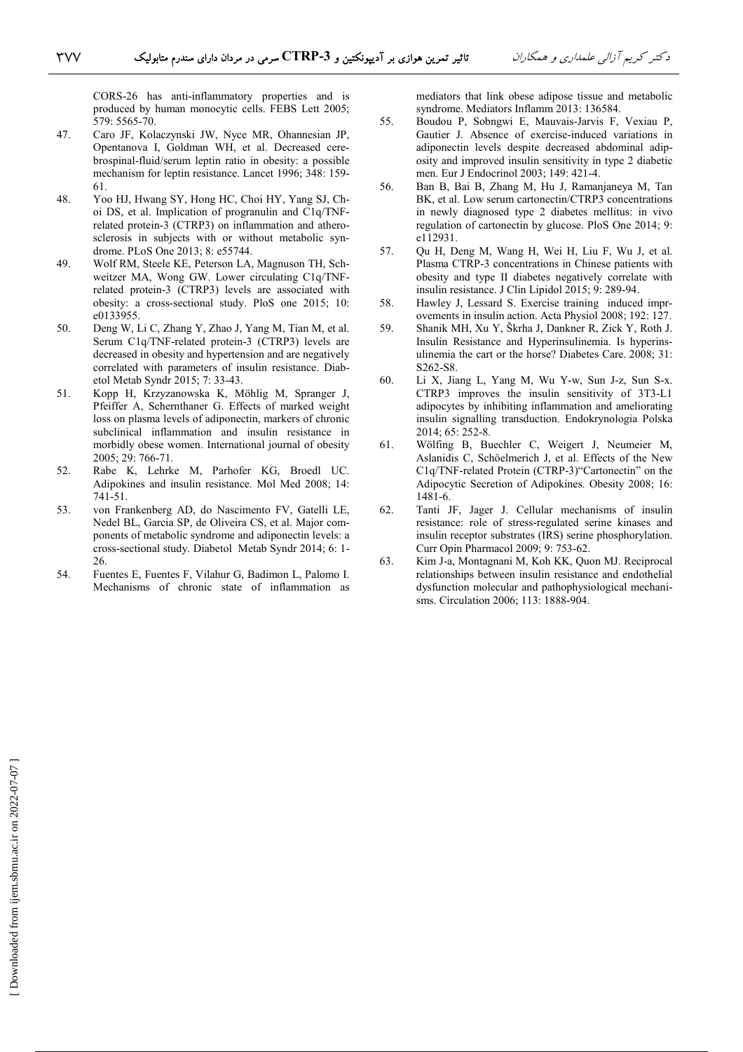CORS-26 has anti-inflammatory properties and is produced by human monocytic cells. FEBS Lett 2005; 579: 5565-70.

47. Caro JF, Kolaczynski JW, Nyce MR, Ohannesian JP, Opentanova I, Goldman WH, et al. Decreased cerebrospinal-fluid/serum leptin ratio in obesity: a possible mechanism for leptin resistance. Lancet 1996; 348: 159-61.
48. Yoo HJ, Hwang SY, Hong HC, Choi HY, Yang SJ, Choi DS, et al. Implication of progranulin and C1q/TNF-related protein-3 (CTRP3) on inflammation and atherosclerosis in subjects with or without metabolic syndrome. PLoS One 2013; 8: e55744.
49. Wolf RM, Steele KE, Peterson LA, Magnuson TH, Schweitzer MA, Wong GW. Lower circulating C1q/TNF-related protein-3 (CTRP3) levels are associated with obesity: a cross-sectional study. PloS one 2015; 10: e0133955.
50. Deng W, Li C, Zhang Y, Zhao J, Yang M, Tian M, et al. Serum C1q/TNF-related protein-3 (CTRP3) levels are decreased in obesity and hypertension and are negatively correlated with parameters of insulin resistance. Diabetol Metab Syndr 2015; 7: 33-43.
51. Kopp H, Krzyzanowska K, Möhlig M, Spranger J, Pfeiffer A, Schernthaner G. Effects of marked weight loss on plasma levels of adiponectin, markers of chronic subclinical inflammation and insulin resistance in morbidly obese women. International journal of obesity 2005; 29: 766-71.
52. Rabe K, Lehrke M, Parhofer KG, Broedl UC. Adipokines and insulin resistance. Mol Med 2008; 14: 741-51.
53. von Frankenberg AD, do Nascimento FV, Gatelli LE, Nedel BL, Garcia SP, de Oliveira CS, et al. Major components of metabolic syndrome and adiponectin levels: a cross-sectional study. Diabetol Metab Syndr 2014; 6: 1-26.
54. Fuentes E, Fuentes F, Vilahur G, Badimon L, Palomo I. Mechanisms of chronic state of inflammation as mediators that link obese adipose tissue and metabolic syndrome. Mediators Inflamm 2013: 136584.
55. Boudou P, Sobngwi E, Mauvais-Jarvis F, Vexiau P, Gautier J. Absence of exercise-induced variations in adiponectin levels despite decreased abdominal adiposity and improved insulin sensitivity in type 2 diabetic men. Eur J Endocrinol 2003; 149: 421-4.
56. Ban B, Bai B, Zhang M, Hu J, Ramanjaneya M, Tan BK, et al. Low serum cartonectin/CTRP3 concentrations in newly diagnosed type 2 diabetes mellitus: in vivo regulation of cartonectin by glucose. PloS One 2014; 9: e112931.
57. Qu H, Deng M, Wang H, Wei H, Liu F, Wu J, et al. Plasma CTRP-3 concentrations in Chinese patients with obesity and type II diabetes negatively correlate with insulin resistance. J Clin Lipidol 2015; 9: 289-94.
58. Hawley J, Lessard S. Exercise training induced improvements in insulin action. Acta Physiol 2008; 192: 127.
59. Shanik MH, Xu Y, Škrha J, Dankner R, Zick Y, Roth J. Insulin Resistance and Hyperinsulinemia. Is hyperinsulinemia the cart or the horse? Diabetes Care. 2008; 31: S262-S8.
60. Li X, Jiang L, Yang M, Wu Y-w, Sun J-z, Sun S-x. CTRP3 improves the insulin sensitivity of 3T3-L1 adipocytes by inhibiting inflammation and ameliorating insulin signalling transduction. Endokrynologia Polska 2014; 65: 252-8.
61. Wölfing B, Buechler C, Weigert J, Neumeier M, Aslanidis C, Schöelmerich J, et al. Effects of the New C1q/TNF-related Protein (CTRP-3)"Cartonectin" on the Adipocytic Secretion of Adipokines. Obesity 2008; 16: 1481-6.
62. Tanti JF, Jager J. Cellular mechanisms of insulin resistance: role of stress-regulated serine kinases and insulin receptor substrates (IRS) serine phosphorylation. Curr Opin Pharmacol 2009; 9: 753-62.
63. Kim J-a, Montagnani M, Koh KK, Quon MJ. Reciprocal relationships between insulin resistance and endothelial dysfunction molecular and pathophysiological mechanisms. Circulation 2006; 113: 1888-904.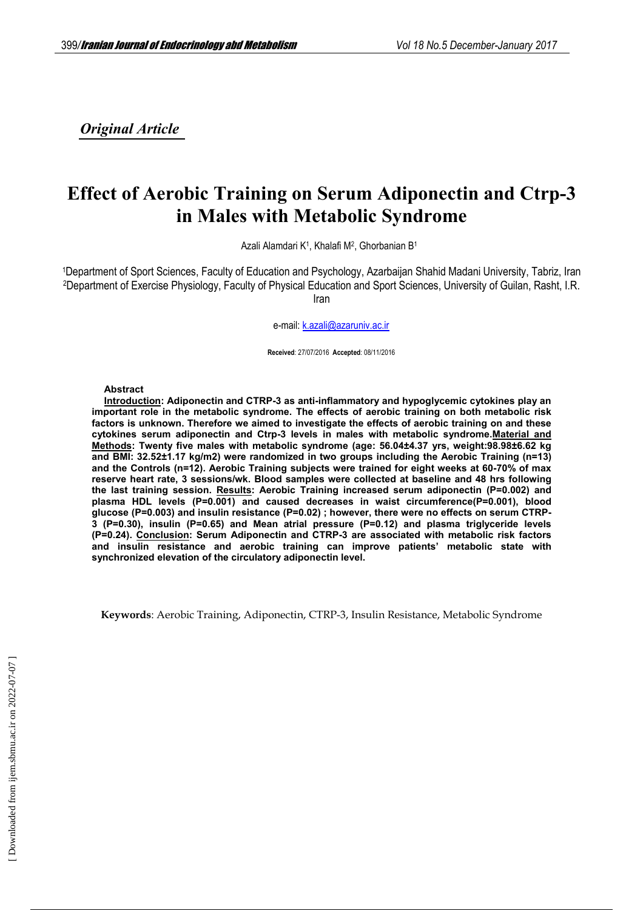*Original Article*

# Effect of Aerobic Training on Serum Adiponectin and Ctrp-3 in Males with Metabolic Syndrome

Azali Alamdari K[1], Khalafi M[2], Ghorbanian B[1]

[1]Department of Sport Sciences, Faculty of Education and Psychology, Azarbaijan Shahid Madani University, Tabriz, Iran
[2]Department of Exercise Physiology, Faculty of Physical Education and Sport Sciences, University of Guilan, Rasht, I.R. Iran

e-mail: k.azali@azaruniv.ac.ir

**Received**: 27/07/2016 **Accepted**: 08/11/2016

**Abstract**

**Introduction: Adiponectin and CTRP-3 as anti-inflammatory and hypoglycemic cytokines play an important role in the metabolic syndrome. The effects of aerobic training on both metabolic risk factors is unknown. Therefore we aimed to investigate the effects of aerobic training on and these cytokines serum adiponectin and Ctrp-3 levels in males with metabolic syndrome. Material and Methods: Twenty five males with metabolic syndrome (age: 56.04±4.37 yrs, weight:98.98±6.62 kg and BMI: 32.52±1.17 kg/m2) were randomized in two groups including the Aerobic Training (n=13) and the Controls (n=12). Aerobic Training subjects were trained for eight weeks at 60-70% of max reserve heart rate, 3 sessions/wk. Blood samples were collected at baseline and 48 hrs following the last training session. Results: Aerobic Training increased serum adiponectin (P=0.002) and plasma HDL levels (P=0.001) and caused decreases in waist circumference(P=0.001), blood glucose (P=0.003) and insulin resistance (P=0.02) ; however, there were no effects on serum CTRP-3 (P=0.30), insulin (P=0.65) and Mean atrial pressure (P=0.12) and plasma triglyceride levels (P=0.24). Conclusion: Serum Adiponectin and CTRP-3 are associated with metabolic risk factors and insulin resistance and aerobic training can improve patients' metabolic state with synchronized elevation of the circulatory adiponectin level.**

**Keywords**: Aerobic Training, Adiponectin, CTRP-3, Insulin Resistance, Metabolic Syndrome